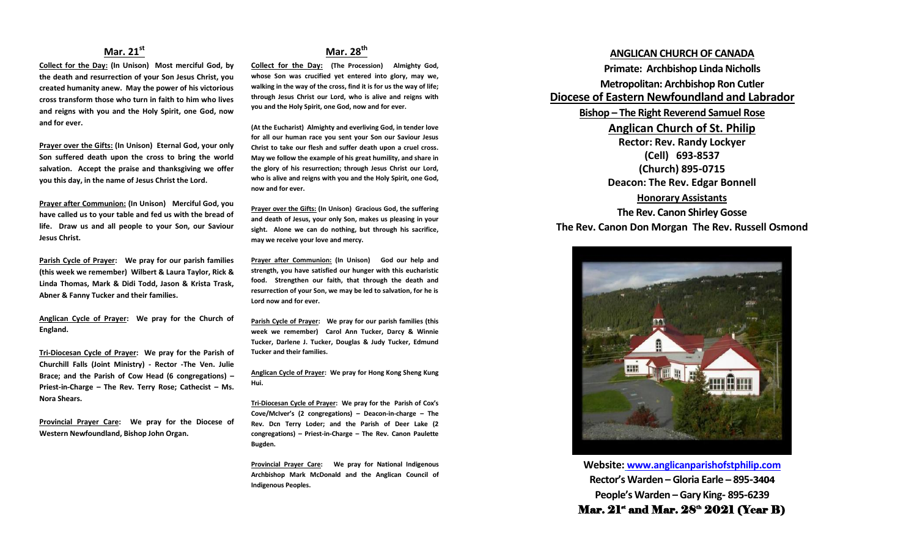## Mar. 21st

**Collect for the Day: (In Unison) Most merciful God, by the death and resurrection of your Son Jesus Christ, you created humanity anew. May the power of his victorious cross transform those who turn in faith to him who lives and reigns with you and the Holy Spirit, one God, now and for ever.**

**Prayer over the Gifts: (In Unison) Eternal God, your only Son suffered death upon the cross to bring the world salvation. Accept the praise and thanksgiving we offer you this day, in the name of Jesus Christ the Lord.**

**Prayer after Communion: (In Unison) Merciful God, you have called us to your table and fed us with the bread of life. Draw us and all people to your Son, our Saviour Jesus Christ.**

**Parish Cycle of Prayer: We pray for our parish families (this week we remember) Wilbert & Laura Taylor, Rick & Linda Thomas, Mark & Didi Todd, Jason & Krista Trask, Abner & Fanny Tucker and their families.**

**Anglican Cycle of Prayer: We pray for the Church of England.**

**Tri-Diocesan Cycle of Prayer: We pray for the Parish of Churchill Falls (Joint Ministry) - Rector -The Ven. Julie Brace; and the Parish of Cow Head (6 congregations) – Priest-in-Charge – The Rev. Terry Rose; Cathecist – Ms. Nora Shears.**

**Provincial Prayer Care: We pray for the Diocese of Western Newfoundland, Bishop John Organ.**

## Mar. 28th

**Collect for the Day: (The Procession) Almighty God, whose Son was crucified yet entered into glory, may we, walking in the way of the cross, find it is for us the way of life; through Jesus Christ our Lord, who is alive and reigns with you and the Holy Spirit, one God, now and for ever.**

**(At the Eucharist) Almighty and everliving God, in tender love for all our human race you sent your Son our Saviour Jesus Christ to take our flesh and suffer death upon a cruel cross. May we follow the example of his great humility, and share in the glory of his resurrection; through Jesus Christ our Lord, who is alive and reigns with you and the Holy Spirit, one God, now and for ever.**

**Prayer over the Gifts: (In Unison) Gracious God, the suffering and death of Jesus, your only Son, makes us pleasing in your sight. Alone we can do nothing, but through his sacrifice, may we receive your love and mercy.**

**Prayer after Communion: (In Unison) God our help and strength, you have satisfied our hunger with this eucharistic food. Strengthen our faith, that through the death and resurrection of your Son, we may be led to salvation, for he is Lord now and for ever.**

**Parish Cycle of Prayer: We pray for our parish families (this week we remember) Carol Ann Tucker, Darcy & Winnie Tucker, Darlene J. Tucker, Douglas & Judy Tucker, Edmund Tucker and their families.**

**Anglican Cycle of Prayer: We pray for Hong Kong Sheng Kung Hui.**

**Tri-Diocesan Cycle of Prayer: We pray for the Parish of Cox's Cove/McIver's (2 congregations) – Deacon-in-charge – The Rev. Dcn Terry Loder; and the Parish of Deer Lake (2 congregations) – Priest-in-Charge – The Rev. Canon Paulette Bugden.**

**Provincial Prayer Care: We pray for National Indigenous Archbishop Mark McDonald and the Anglican Council of Indigenous Peoples.**

## ANGLICAN CHURCH OF CANADA

**Primate: Archbishop Linda Nicholls**

**Metropolitan: Archbishop Ron Cutler**

## Diocese of Eastern Newfoundland and Labrador

**Bishop – The Right Reverend Samuel Rose**

## Anglican Church of St. Philip

**Rector: Rev. Randy Lockyer**
**(Cell) 693-8537**
**(Church) 895-0715**
**Deacon: The Rev. Edgar Bonnell**

**Honorary Assistants**

**The Rev. Canon Shirley Gosse**
**The Rev. Canon Don Morgan The Rev. Russell Osmond**

**Website: www.anglicanparishofstphilip.com**
**Rector's Warden – Gloria Earle – 895-3404**
**People's Warden – Gary King- 895-6239**

**Mar. 21st and Mar. 28th 2021 (Year B)**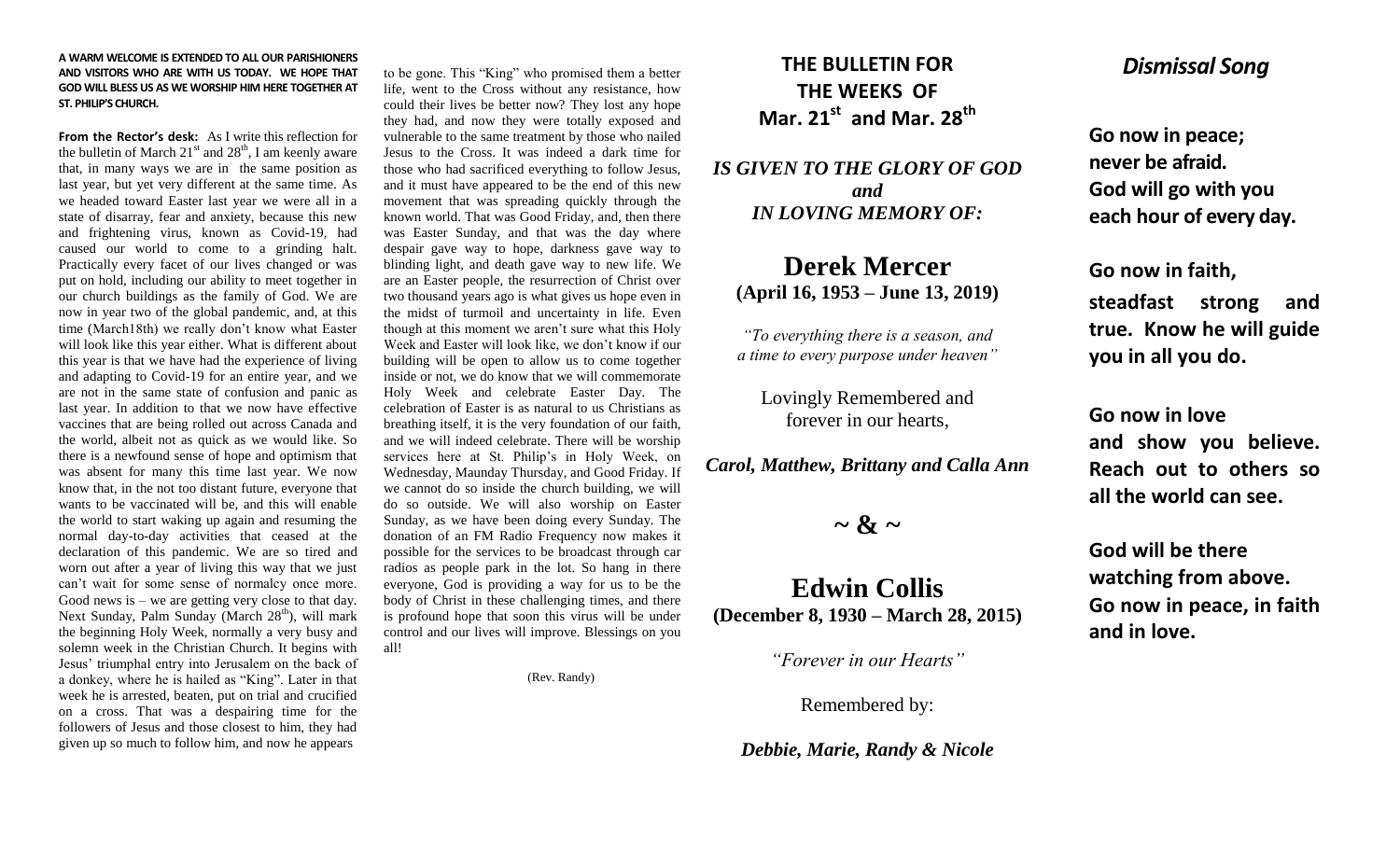**A WARM WELCOME IS EXTENDED TO ALL OUR PARISHIONERS AND VISITORS WHO ARE WITH US TODAY. WE HOPE THAT GOD WILL BLESS US AS WE WORSHIP HIM HERE TOGETHER AT ST. PHILIP'S CHURCH.**

**From the Rector's desk:** As I write this reflection for the bulletin of March 21st and 28th, I am keenly aware that, in many ways we are in the same position as last year, but yet very different at the same time. As we headed toward Easter last year we were all in a state of disarray, fear and anxiety, because this new and frightening virus, known as Covid-19, had caused our world to come to a grinding halt. Practically every facet of our lives changed or was put on hold, including our ability to meet together in our church buildings as the family of God. We are now in year two of the global pandemic, and, at this time (March18th) we really don't know what Easter will look like this year either. What is different about this year is that we have had the experience of living and adapting to Covid-19 for an entire year, and we are not in the same state of confusion and panic as last year. In addition to that we now have effective vaccines that are being rolled out across Canada and the world, albeit not as quick as we would like. So there is a newfound sense of hope and optimism that was absent for many this time last year. We now know that, in the not too distant future, everyone that wants to be vaccinated will be, and this will enable the world to start waking up again and resuming the normal day-to-day activities that ceased at the declaration of this pandemic. We are so tired and worn out after a year of living this way that we just can't wait for some sense of normalcy once more. Good news is – we are getting very close to that day. Next Sunday, Palm Sunday (March 28th), will mark the beginning Holy Week, normally a very busy and solemn week in the Christian Church. It begins with Jesus' triumphal entry into Jerusalem on the back of a donkey, where he is hailed as "King". Later in that week he is arrested, beaten, put on trial and crucified on a cross. That was a despairing time for the followers of Jesus and those closest to him, they had given up so much to follow him, and now he appears to be gone. This "King" who promised them a better life, went to the Cross without any resistance, how could their lives be better now? They lost any hope they had, and now they were totally exposed and vulnerable to the same treatment by those who nailed Jesus to the Cross. It was indeed a dark time for those who had sacrificed everything to follow Jesus, and it must have appeared to be the end of this new movement that was spreading quickly through the known world. That was Good Friday, and, then there was Easter Sunday, and that was the day where despair gave way to hope, darkness gave way to blinding light, and death gave way to new life. We are an Easter people, the resurrection of Christ over two thousand years ago is what gives us hope even in the midst of turmoil and uncertainty in life. Even though at this moment we aren't sure what this Holy Week and Easter will look like, we don't know if our building will be open to allow us to come together inside or not, we do know that we will commemorate Holy Week and celebrate Easter Day. The celebration of Easter is as natural to us Christians as breathing itself, it is the very foundation of our faith, and we will indeed celebrate. There will be worship services here at St. Philip's in Holy Week, on Wednesday, Maunday Thursday, and Good Friday. If we cannot do so inside the church building, we will do so outside. We will also worship on Easter Sunday, as we have been doing every Sunday. The donation of an FM Radio Frequency now makes it possible for the services to be broadcast through car radios as people park in the lot. So hang in there everyone, God is providing a way for us to be the body of Christ in these challenging times, and there is profound hope that soon this virus will be under control and our lives will improve. Blessings on you all!

(Rev. Randy)

## THE BULLETIN FOR THE WEEKS OF Mar. 21st and Mar. 28th

***IS GIVEN TO THE GLORY OF GOD and IN LOVING MEMORY OF:***

## Derek Mercer
**(April 16, 1953 – June 13, 2019)**

*"To everything there is a season, and a time to every purpose under heaven"*

Lovingly Remembered and forever in our hearts,

***Carol, Matthew, Brittany and Calla Ann***

**~ & ~**

## Edwin Collis
**(December 8, 1930 – March 28, 2015)**

*"Forever in our Hearts"*

Remembered by:

***Debbie, Marie, Randy & Nicole***

## *Dismissal Song*

**Go now in peace;**
**never be afraid.**
**God will go with you**
**each hour of every day.**

**Go now in faith,**
**steadfast strong and true. Know he will guide you in all you do.**

**Go now in love**
**and show you believe. Reach out to others so all the world can see.**

**God will be there**
**watching from above.**
**Go now in peace, in faith and in love.**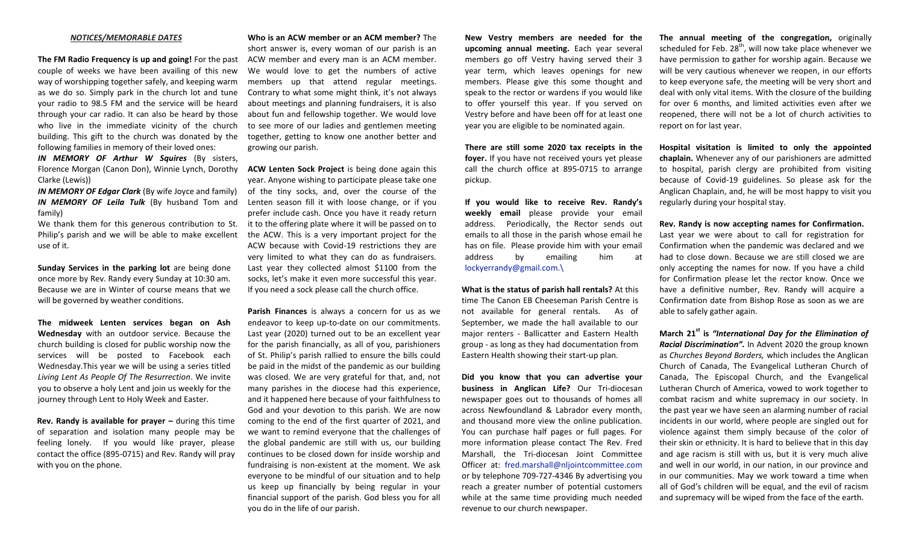## *NOTICES/MEMORABLE DATES*

**The FM Radio Frequency is up and going!** For the past couple of weeks we have been availing of this new way of worshipping together safely, and keeping warm as we do so. Simply park in the church lot and tune your radio to 98.5 FM and the service will be heard through your car radio. It can also be heard by those who live in the immediate vicinity of the church building. This gift to the church was donated by the following families in memory of their loved ones:

***IN MEMORY OF Arthur W Squires*** (By sisters, Florence Morgan (Canon Don), Winnie Lynch, Dorothy Clarke (Lewis))

***IN MEMORY OF Edgar Clark*** (By wife Joyce and family)

***IN MEMORY OF Leila Tulk*** (By husband Tom and family)

We thank them for this generous contribution to St. Philip's parish and we will be able to make excellent use of it.

**Sunday Services in the parking lot** are being done once more by Rev. Randy every Sunday at 10:30 am. Because we are in Winter of course means that we will be governed by weather conditions.

**The midweek Lenten services began on Ash Wednesday** with an outdoor service. Because the church building is closed for public worship now the services will be posted to Facebook each Wednesday.This year we will be using a series titled *Living Lent As People Of The Resurrection*. We invite you to observe a holy Lent and join us weekly for the journey through Lent to Holy Week and Easter.

**Rev. Randy is available for prayer –** during this time of separation and isolation many people may be feeling lonely. If you would like prayer, please contact the office (895-0715) and Rev. Randy will pray with you on the phone.

**Who is an ACW member or an ACM member?** The short answer is, every woman of our parish is an ACW member and every man is an ACM member. We would love to get the numbers of active members up that attend regular meetings. Contrary to what some might think, it's not always about meetings and planning fundraisers, it is also about fun and fellowship together. We would love to see more of our ladies and gentlemen meeting together, getting to know one another better and growing our parish.

**ACW Lenten Sock Project** is being done again this year. Anyone wishing to participate please take one of the tiny socks, and, over the course of the Lenten season fill it with loose change, or if you prefer include cash. Once you have it ready return it to the offering plate where it will be passed on to the ACW. This is a very important project for the ACW because with Covid-19 restrictions they are very limited to what they can do as fundraisers. Last year they collected almost $1100 from the socks, let's make it even more successful this year. If you need a sock please call the church office.

**Parish Finances** is always a concern for us as we endeavor to keep up-to-date on our commitments. Last year (2020) turned out to be an excellent year for the parish financially, as all of you, parishioners of St. Philip's parish rallied to ensure the bills could be paid in the midst of the pandemic as our building was closed. We are very grateful for that, and, not many parishes in the diocese had this experience, and it happened here because of your faithfulness to God and your devotion to this parish. We are now coming to the end of the first quarter of 2021, and we want to remind everyone that the challenges of the global pandemic are still with us, our building continues to be closed down for inside worship and fundraising is non-existent at the moment. We ask everyone to be mindful of our situation and to help us keep up financially by being regular in your financial support of the parish. God bless you for all you do in the life of our parish.

**New Vestry members are needed for the upcoming annual meeting.** Each year several members go off Vestry having served their 3 year term, which leaves openings for new members. Please give this some thought and speak to the rector or wardens if you would like to offer yourself this year. If you served on Vestry before and have been off for at least one year you are eligible to be nominated again.

**There are still some 2020 tax receipts in the foyer.** If you have not received yours yet please call the church office at 895-0715 to arrange pickup.

**If you would like to receive Rev. Randy's weekly email** please provide your email address. Periodically, the Rector sends out emails to all those in the parish whose email he has on file. Please provide him with your email address by emailing him at lockyerrandy@gmail.com.\

**What is the status of parish hall rentals?** At this time The Canon EB Cheeseman Parish Centre is not available for general rentals. As of September, we made the hall available to our major renters - Ballicatter and Eastern Health group - as long as they had documentation from Eastern Health showing their start-up plan.

**Did you know that you can advertise your business in Anglican Life?** Our Tri-diocesan newspaper goes out to thousands of homes all across Newfoundland & Labrador every month, and thousand more view the online publication. You can purchase half pages or full pages. For more information please contact The Rev. Fred Marshall, the Tri-diocesan Joint Committee Officer at: fred.marshall@nljointcommittee.com or by telephone 709-727-4346 By advertising you reach a greater number of potential customers while at the same time providing much needed revenue to our church newspaper.

**The annual meeting of the congregation,** originally scheduled for Feb. 28th, will now take place whenever we have permission to gather for worship again. Because we will be very cautious whenever we reopen, in our efforts to keep everyone safe, the meeting will be very short and deal with only vital items. With the closure of the building for over 6 months, and limited activities even after we reopened, there will not be a lot of church activities to report on for last year.

**Hospital visitation is limited to only the appointed chaplain.** Whenever any of our parishioners are admitted to hospital, parish clergy are prohibited from visiting because of Covid-19 guidelines. So please ask for the Anglican Chaplain, and, he will be most happy to visit you regularly during your hospital stay.

**Rev. Randy is now accepting names for Confirmation.** Last year we were about to call for registration for Confirmation when the pandemic was declared and we had to close down. Because we are still closed we are only accepting the names for now. If you have a child for Confirmation please let the rector know. Once we have a definitive number, Rev. Randy will acquire a Confirmation date from Bishop Rose as soon as we are able to safely gather again.

**March 21st is *"International Day for the Elimination of Racial Discrimination".*** In Advent 2020 the group known as *Churches Beyond Borders,* which includes the Anglican Church of Canada, The Evangelical Lutheran Church of Canada, The Episcopal Church, and the Evangelical Lutheran Church of America, vowed to work together to combat racism and white supremacy in our society. In the past year we have seen an alarming number of racial incidents in our world, where people are singled out for violence against them simply because of the color of their skin or ethnicity. It is hard to believe that in this day and age racism is still with us, but it is very much alive and well in our world, in our nation, in our province and in our communities. May we work toward a time when all of God's children will be equal, and the evil of racism and supremacy will be wiped from the face of the earth.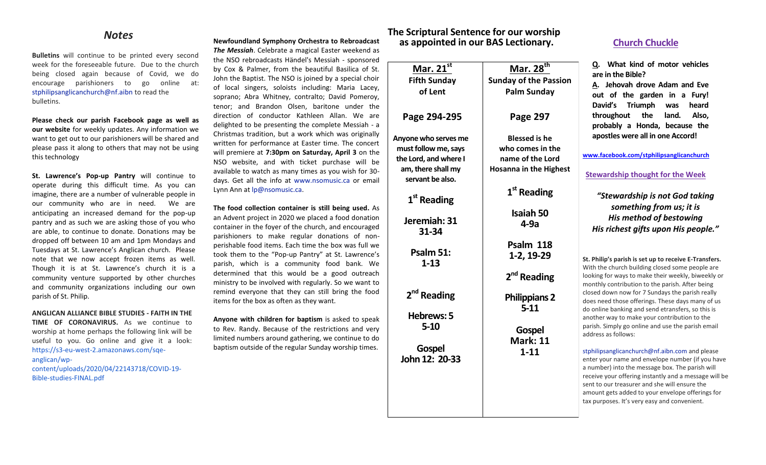## *Notes*

**Bulletins** will continue to be printed every second week for the foreseeable future. Due to the church being closed again because of Covid, we do encourage parishioners to go online at: stphilipsanglicanchurch@nf.aibn to read the bulletins.

**Please check our parish Facebook page as well as our website** for weekly updates. Any information we want to get out to our parishioners will be shared and please pass it along to others that may not be using this technology

**St. Lawrence's Pop-up Pantry** will continue to operate during this difficult time. As you can imagine, there are a number of vulnerable people in our community who are in need. We are anticipating an increased demand for the pop-up pantry and as such we are asking those of you who are able, to continue to donate. Donations may be dropped off between 10 am and 1pm Mondays and Tuesdays at St. Lawrence's Anglican church. Please note that we now accept frozen items as well. Though it is at St. Lawrence's church it is a community venture supported by other churches and community organizations including our own parish of St. Philip.

**ANGLICAN ALLIANCE BIBLE STUDIES - FAITH IN THE TIME OF CORONAVIRUS.** As we continue to worship at home perhaps the following link will be useful to you. Go online and give it a look: https://s3-eu-west-2.amazonaws.com/sqe-anglican/wp-content/uploads/2020/04/22143718/COVID-19-Bible-studies-FINAL.pdf

**Newfoundland Symphony Orchestra to Rebroadcast *The Messiah***. Celebrate a magical Easter weekend as the NSO rebroadcasts Händel's Messiah - sponsored by Cox & Palmer, from the beautiful Basilica of St. John the Baptist. The NSO is joined by a special choir of local singers, soloists including: Maria Lacey, soprano; Abra Whitney, contralto; David Pomeroy, tenor; and Brandon Olsen, baritone under the direction of conductor Kathleen Allan. We are delighted to be presenting the complete Messiah - a Christmas tradition, but a work which was originally written for performance at Easter time. The concert will premiere at **7:30pm on Saturday, April 3** on the NSO website, and with ticket purchase will be available to watch as many times as you wish for 30-days. Get all the info at www.nsomusic.ca or email Lynn Ann at lp@nsomusic.ca.

**The food collection container is still being used.** As an Advent project in 2020 we placed a food donation container in the foyer of the church, and encouraged parishioners to make regular donations of non-perishable food items. Each time the box was full we took them to the "Pop-up Pantry" at St. Lawrence's parish, which is a community food bank. We determined that this would be a good outreach ministry to be involved with regularly. So we want to remind everyone that they can still bring the food items for the box as often as they want.

**Anyone with children for baptism** is asked to speak to Rev. Randy. Because of the restrictions and very limited numbers around gathering, we continue to do baptism outside of the regular Sunday worship times.

## The Scriptural Sentence for our worship as appointed in our BAS Lectionary.

| **Mar. 21st** Fifth Sunday of Lent | **Mar. 28th** Sunday of the Passion Palm Sunday |
|---|---|
| **Page 294-295** | **Page 297** |
| **Anyone who serves me must follow me, says the Lord, and where I am, there shall my servant be also.** | **Blessed is he who comes in the name of the Lord Hosanna in the Highest** |
| **1st Reading** | **1st Reading** |
| **Jeremiah: 31 31-34** | **Isaiah 50 4-9a** |
| **Psalm 51: 1-13** | **Psalm 118 1-2, 19-29** |
| **2nd Reading** | **2nd Reading** |
| **Hebrews: 5 5-10** | **Philippians 2 5-11** |
| **Gospel John 12: 20-33** | **Gospel Mark: 11 1-11** |

## Church Chuckle

**Q. What kind of motor vehicles are in the Bible?**

**A. Jehovah drove Adam and Eve out of the garden in a Fury! David's Triumph was heard throughout the land. Also, probably a Honda, because the apostles were all in one Accord!**

**www.facebook.com/stphilipsanglicanchurch**

### Stewardship thought for the Week

***"Stewardship is not God taking something from us; it is His method of bestowing His richest gifts upon His people."***

**St. Philip's parish is set up to receive E-Transfers.** With the church building closed some people are looking for ways to make their weekly, biweekly or monthly contribution to the parish. After being closed down now for 7 Sundays the parish really does need those offerings. These days many of us do online banking and send etransfers, so this is another way to make your contribution to the parish. Simply go online and use the parish email address as follows:

stphilipsanglicanchurch@nf.aibn.com and please enter your name and envelope number (if you have a number) into the message box. The parish will receive your offering instantly and a message will be sent to our treasurer and she will ensure the amount gets added to your envelope offerings for tax purposes. It's very easy and convenient.